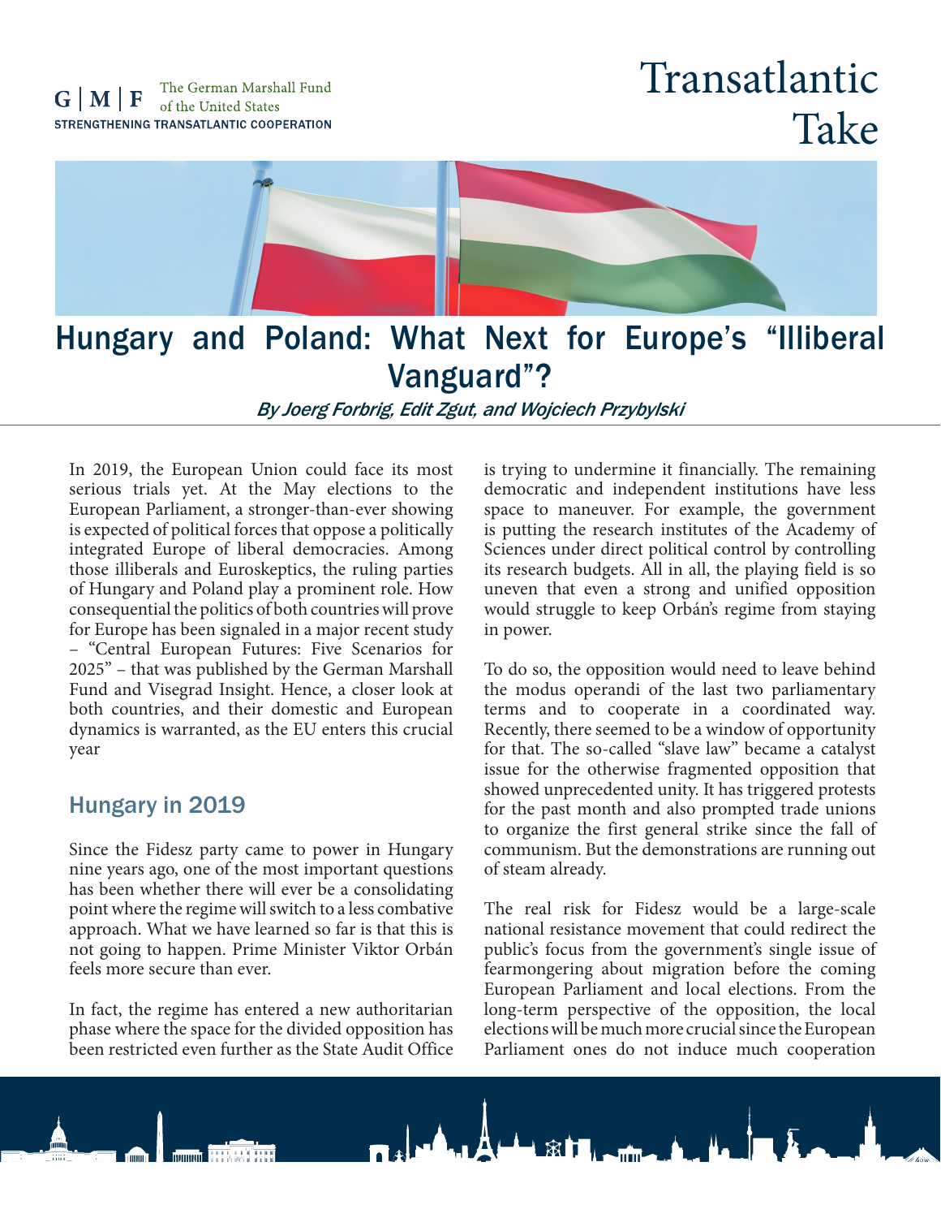# Hungary and Poland: What Next for Europe's "Illiberal Vanguard"?

*By Joerg Forbrig, Edit Zgut, and Wojciech Przybylski*

In 2019, the European Union could face its most serious trials yet. At the May elections to the European Parliament, a stronger-than-ever showing is expected of political forces that oppose a politically integrated Europe of liberal democracies. Among those illiberals and Euroskeptics, the ruling parties of Hungary and Poland play a prominent role. How consequential the politics of both countries will prove for Europe has been signaled in a major recent study – "Central European Futures: Five Scenarios for 2025" – that was published by the German Marshall Fund and Visegrad Insight. Hence, a closer look at both countries, and their domestic and European dynamics is warranted, as the EU enters this crucial year

## Hungary in 2019

Since the Fidesz party came to power in Hungary nine years ago, one of the most important questions has been whether there will ever be a consolidating point where the regime will switch to a less combative approach. What we have learned so far is that this is not going to happen. Prime Minister Viktor Orbán feels more secure than ever.

In fact, the regime has entered a new authoritarian phase where the space for the divided opposition has been restricted even further as the State Audit Office is trying to undermine it financially. The remaining democratic and independent institutions have less space to maneuver. For example, the government is putting the research institutes of the Academy of Sciences under direct political control by controlling its research budgets. All in all, the playing field is so uneven that even a strong and unified opposition would struggle to keep Orbán's regime from staying in power.

To do so, the opposition would need to leave behind the modus operandi of the last two parliamentary terms and to cooperate in a coordinated way. Recently, there seemed to be a window of opportunity for that. The so-called "slave law" became a catalyst issue for the otherwise fragmented opposition that showed unprecedented unity. It has triggered protests for the past month and also prompted trade unions to organize the first general strike since the fall of communism. But the demonstrations are running out of steam already.

The real risk for Fidesz would be a large-scale national resistance movement that could redirect the public's focus from the government's single issue of fearmongering about migration before the coming European Parliament and local elections. From the long-term perspective of the opposition, the local elections will be much more crucial since the European Parliament ones do not induce much cooperation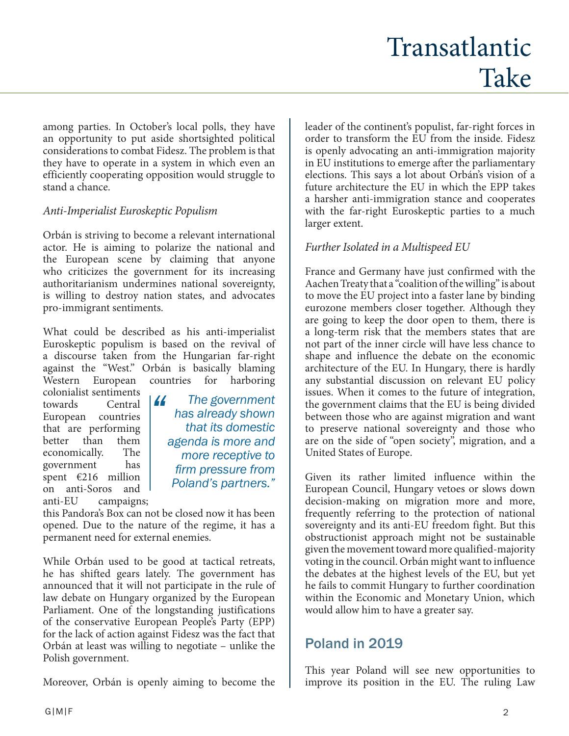among parties. In October's local polls, they have an opportunity to put aside shortsighted political considerations to combat Fidesz. The problem is that they have to operate in a system in which even an efficiently cooperating opposition would struggle to stand a chance.

*Anti-Imperialist Euroskeptic Populism*

Orbán is striving to become a relevant international actor. He is aiming to polarize the national and the European scene by claiming that anyone who criticizes the government for its increasing authoritarianism undermines national sovereignty, is willing to destroy nation states, and advocates pro-immigrant sentiments.

What could be described as his anti-imperialist Euroskeptic populism is based on the revival of a discourse taken from the Hungarian far-right against the "West." Orbán is basically blaming Western European countries for harboring colonialist sentiments towards Central European countries that are performing better than them economically. The government has spent €216 million on anti-Soros and anti-EU campaigns; this Pandora's Box can not be closed now it has been opened. Due to the nature of the regime, it has a permanent need for external enemies.

> *"The government has already shown that its domestic agenda is more and more receptive to firm pressure from Poland's partners."*

While Orbán used to be good at tactical retreats, he has shifted gears lately. The government has announced that it will not participate in the rule of law debate on Hungary organized by the European Parliament. One of the longstanding justifications of the conservative European People's Party (EPP) for the lack of action against Fidesz was the fact that Orbán at least was willing to negotiate – unlike the Polish government.

Moreover, Orbán is openly aiming to become the leader of the continent's populist, far-right forces in order to transform the EU from the inside. Fidesz is openly advocating an anti-immigration majority in EU institutions to emerge after the parliamentary elections. This says a lot about Orbán's vision of a future architecture the EU in which the EPP takes a harsher anti-immigration stance and cooperates with the far-right Euroskeptic parties to a much larger extent.

*Further Isolated in a Multispeed EU*

France and Germany have just confirmed with the Aachen Treaty that a "coalition of the willing" is about to move the EU project into a faster lane by binding eurozone members closer together. Although they are going to keep the door open to them, there is a long-term risk that the members states that are not part of the inner circle will have less chance to shape and influence the debate on the economic architecture of the EU. In Hungary, there is hardly any substantial discussion on relevant EU policy issues. When it comes to the future of integration, the government claims that the EU is being divided between those who are against migration and want to preserve national sovereignty and those who are on the side of "open society", migration, and a United States of Europe.

Given its rather limited influence within the European Council, Hungary vetoes or slows down decision-making on migration more and more, frequently referring to the protection of national sovereignty and its anti-EU freedom fight. But this obstructionist approach might not be sustainable given the movement toward more qualified-majority voting in the council. Orbán might want to influence the debates at the highest levels of the EU, but yet he fails to commit Hungary to further coordination within the Economic and Monetary Union, which would allow him to have a greater say.

## Poland in 2019

This year Poland will see new opportunities to improve its position in the EU. The ruling Law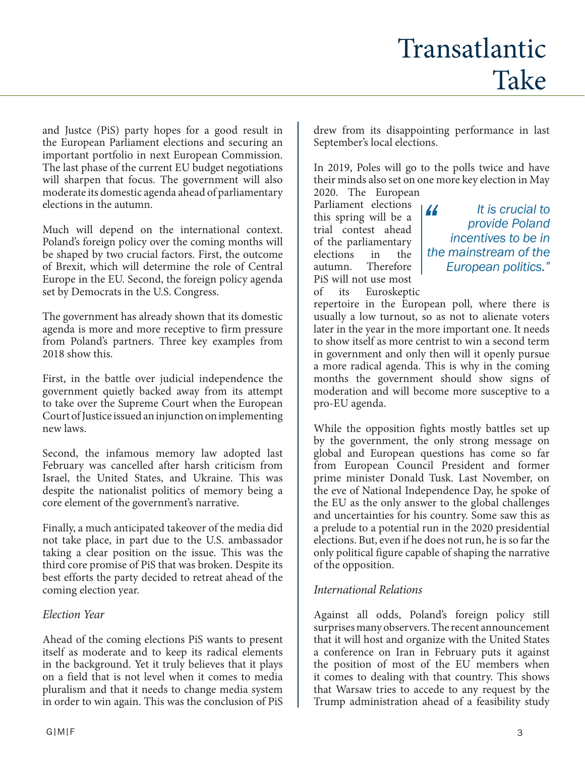and Justce (PiS) party hopes for a good result in the European Parliament elections and securing an important portfolio in next European Commission. The last phase of the current EU budget negotiations will sharpen that focus. The government will also moderate its domestic agenda ahead of parliamentary elections in the autumn.

Much will depend on the international context. Poland's foreign policy over the coming months will be shaped by two crucial factors. First, the outcome of Brexit, which will determine the role of Central Europe in the EU. Second, the foreign policy agenda set by Democrats in the U.S. Congress.

The government has already shown that its domestic agenda is more and more receptive to firm pressure from Poland's partners. Three key examples from 2018 show this.

First, in the battle over judicial independence the government quietly backed away from its attempt to take over the Supreme Court when the European Court of Justice issued an injunction on implementing new laws.

Second, the infamous memory law adopted last February was cancelled after harsh criticism from Israel, the United States, and Ukraine. This was despite the nationalist politics of memory being a core element of the government's narrative.

Finally, a much anticipated takeover of the media did not take place, in part due to the U.S. ambassador taking a clear position on the issue. This was the third core promise of PiS that was broken. Despite its best efforts the party decided to retreat ahead of the coming election year.

*Election Year*

Ahead of the coming elections PiS wants to present itself as moderate and to keep its radical elements in the background. Yet it truly believes that it plays on a field that is not level when it comes to media pluralism and that it needs to change media system in order to win again. This was the conclusion of PiS drew from its disappointing performance in last September's local elections.

In 2019, Poles will go to the polls twice and have their minds also set on one more key election in May 2020. The European Parliament elections this spring will be a trial contest ahead of the parliamentary elections in the autumn. Therefore PiS will not use most of its Euroskeptic repertoire in the European poll, where there is usually a low turnout, so as not to alienate voters later in the year in the more important one. It needs to show itself as more centrist to win a second term in government and only then will it openly pursue a more radical agenda. This is why in the coming months the government should show signs of moderation and will become more susceptive to a pro-EU agenda.

> *"It is crucial to provide Poland incentives to be in the mainstream of the European politics."*

While the opposition fights mostly battles set up by the government, the only strong message on global and European questions has come so far from European Council President and former prime minister Donald Tusk. Last November, on the eve of National Independence Day, he spoke of the EU as the only answer to the global challenges and uncertainties for his country. Some saw this as a prelude to a potential run in the 2020 presidential elections. But, even if he does not run, he is so far the only political figure capable of shaping the narrative of the opposition.

*International Relations*

Against all odds, Poland's foreign policy still surprises many observers. The recent announcement that it will host and organize with the United States a conference on Iran in February puts it against the position of most of the EU members when it comes to dealing with that country. This shows that Warsaw tries to accede to any request by the Trump administration ahead of a feasibility study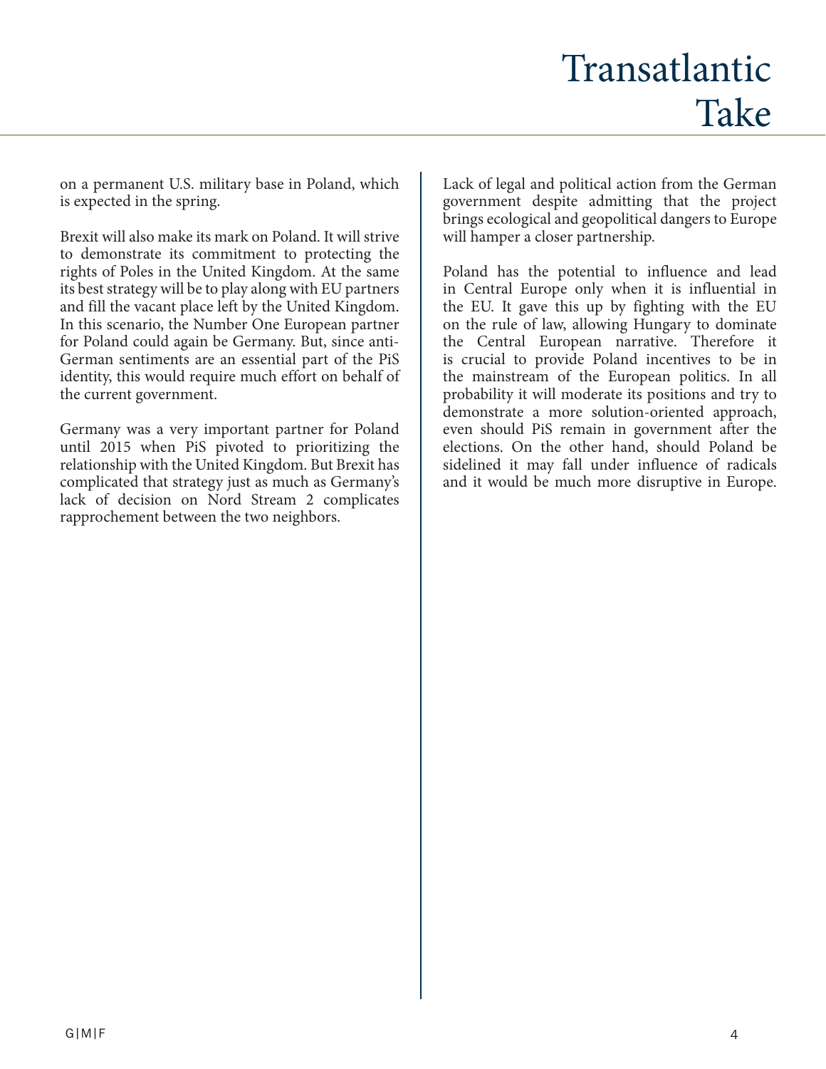on a permanent U.S. military base in Poland, which is expected in the spring.

Brexit will also make its mark on Poland. It will strive to demonstrate its commitment to protecting the rights of Poles in the United Kingdom. At the same its best strategy will be to play along with EU partners and fill the vacant place left by the United Kingdom. In this scenario, the Number One European partner for Poland could again be Germany. But, since anti-German sentiments are an essential part of the PiS identity, this would require much effort on behalf of the current government.

Germany was a very important partner for Poland until 2015 when PiS pivoted to prioritizing the relationship with the United Kingdom. But Brexit has complicated that strategy just as much as Germany's lack of decision on Nord Stream 2 complicates rapprochement between the two neighbors. Lack of legal and political action from the German government despite admitting that the project brings ecological and geopolitical dangers to Europe will hamper a closer partnership.

Poland has the potential to influence and lead in Central Europe only when it is influential in the EU. It gave this up by fighting with the EU on the rule of law, allowing Hungary to dominate the Central European narrative. Therefore it is crucial to provide Poland incentives to be in the mainstream of the European politics. In all probability it will moderate its positions and try to demonstrate a more solution-oriented approach, even should PiS remain in government after the elections. On the other hand, should Poland be sidelined it may fall under influence of radicals and it would be much more disruptive in Europe.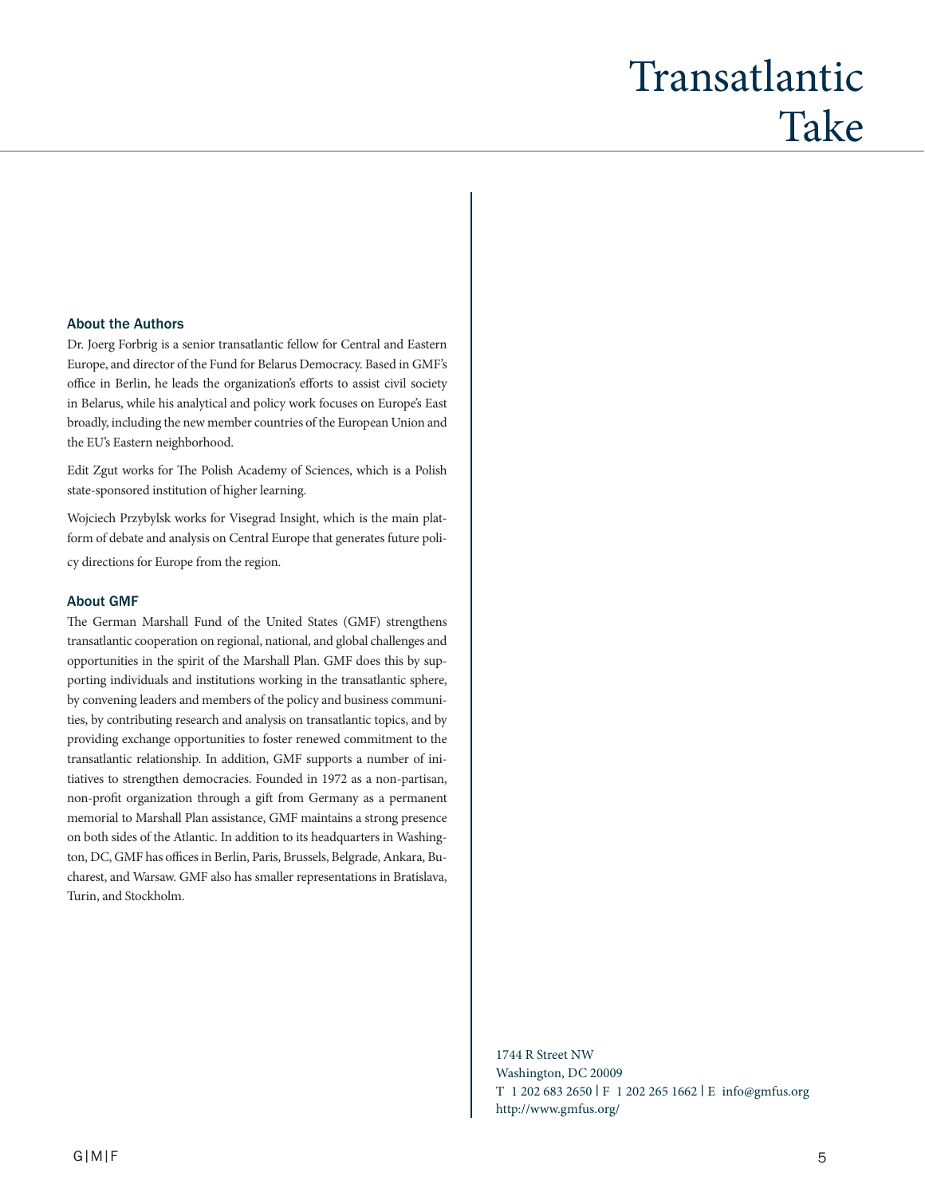## About the Authors

Dr. Joerg Forbrig is a senior transatlantic fellow for Central and Eastern Europe, and director of the Fund for Belarus Democracy. Based in GMF's office in Berlin, he leads the organization's efforts to assist civil society in Belarus, while his analytical and policy work focuses on Europe's East broadly, including the new member countries of the European Union and the EU's Eastern neighborhood.

Edit Zgut works for The Polish Academy of Sciences, which is a Polish state-sponsored institution of higher learning.

Wojciech Przybylsk works for Visegrad Insight, which is the main platform of debate and analysis on Central Europe that generates future policy directions for Europe from the region.

## About GMF

The German Marshall Fund of the United States (GMF) strengthens transatlantic cooperation on regional, national, and global challenges and opportunities in the spirit of the Marshall Plan. GMF does this by supporting individuals and institutions working in the transatlantic sphere, by convening leaders and members of the policy and business communities, by contributing research and analysis on transatlantic topics, and by providing exchange opportunities to foster renewed commitment to the transatlantic relationship. In addition, GMF supports a number of initiatives to strengthen democracies. Founded in 1972 as a non-partisan, non-profit organization through a gift from Germany as a permanent memorial to Marshall Plan assistance, GMF maintains a strong presence on both sides of the Atlantic. In addition to its headquarters in Washington, DC, GMF has offices in Berlin, Paris, Brussels, Belgrade, Ankara, Bucharest, and Warsaw. GMF also has smaller representations in Bratislava, Turin, and Stockholm.

1744 R Street NW
Washington, DC 20009
T 1 202 683 2650 | F 1 202 265 1662 | E info@gmfus.org
http://www.gmfus.org/